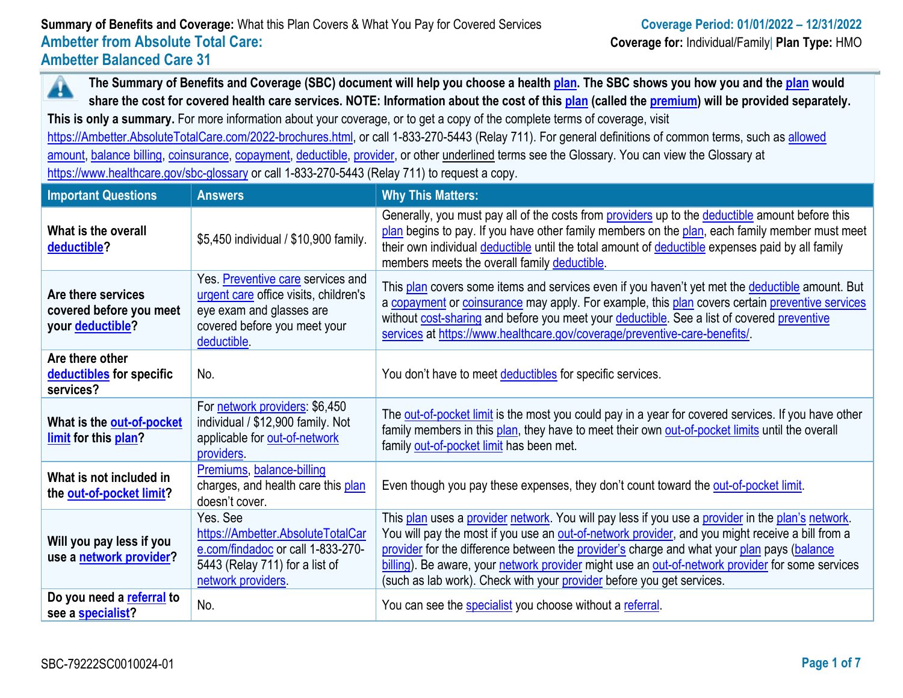**Summary of Benefits and Coverage:** What this Plan Covers & What You Pay for Covered Services

**Coverage Period: 01/01/2022 – 12/31/2022**

# Ambetter from Absolute Total Care: Ambetter Balanced Care 31

**Coverage for:** Individual/Family | **Plan Type:** HMO

**The Summary of Benefits and Coverage (SBC) document will help you choose a health plan. The SBC shows you how you and the plan would share the cost for covered health care services. NOTE: Information about the cost of this plan (called the premium) will be provided separately.**

**This is only a summary.** For more information about your coverage, or to get a copy of the complete terms of coverage, visit https://Ambetter.AbsoluteTotalCare.com/2022-brochures.html, or call 1-833-270-5443 (Relay 711). For general definitions of common terms, such as allowed amount, balance billing, coinsurance, copayment, deductible, provider, or other underlined terms see the Glossary. You can view the Glossary at https://www.healthcare.gov/sbc-glossary or call 1-833-270-5443 (Relay 711) to request a copy.

| Important Questions | Answers | Why This Matters: |
|---|---|---|
| **What is the overall deductible?** | $5,450 individual / $10,900 family. | Generally, you must pay all of the costs from providers up to the deductible amount before this plan begins to pay. If you have other family members on the plan, each family member must meet their own individual deductible until the total amount of deductible expenses paid by all family members meets the overall family deductible. |
| **Are there services covered before you meet your deductible?** | Yes. Preventive care services and urgent care office visits, children's eye exam and glasses are covered before you meet your deductible. | This plan covers some items and services even if you haven't yet met the deductible amount. But a copayment or coinsurance may apply. For example, this plan covers certain preventive services without cost-sharing and before you meet your deductible. See a list of covered preventive services at https://www.healthcare.gov/coverage/preventive-care-benefits/. |
| **Are there other deductibles for specific services?** | No. | You don't have to meet deductibles for specific services. |
| **What is the out-of-pocket limit for this plan?** | For network providers: $6,450 individual / $12,900 family. Not applicable for out-of-network providers. | The out-of-pocket limit is the most you could pay in a year for covered services. If you have other family members in this plan, they have to meet their own out-of-pocket limits until the overall family out-of-pocket limit has been met. |
| **What is not included in the out-of-pocket limit?** | Premiums, balance-billing charges, and health care this plan doesn't cover. | Even though you pay these expenses, they don't count toward the out-of-pocket limit. |
| **Will you pay less if you use a network provider?** | Yes. See https://Ambetter.AbsoluteTotalCare.com/findadoc or call 1-833-270-5443 (Relay 711) for a list of network providers. | This plan uses a provider network. You will pay less if you use a provider in the plan's network. You will pay the most if you use an out-of-network provider, and you might receive a bill from a provider for the difference between the provider's charge and what your plan pays (balance billing). Be aware, your network provider might use an out-of-network provider for some services (such as lab work). Check with your provider before you get services. |
| **Do you need a referral to see a specialist?** | No. | You can see the specialist you choose without a referral. |

SBC-79222SC0010024-01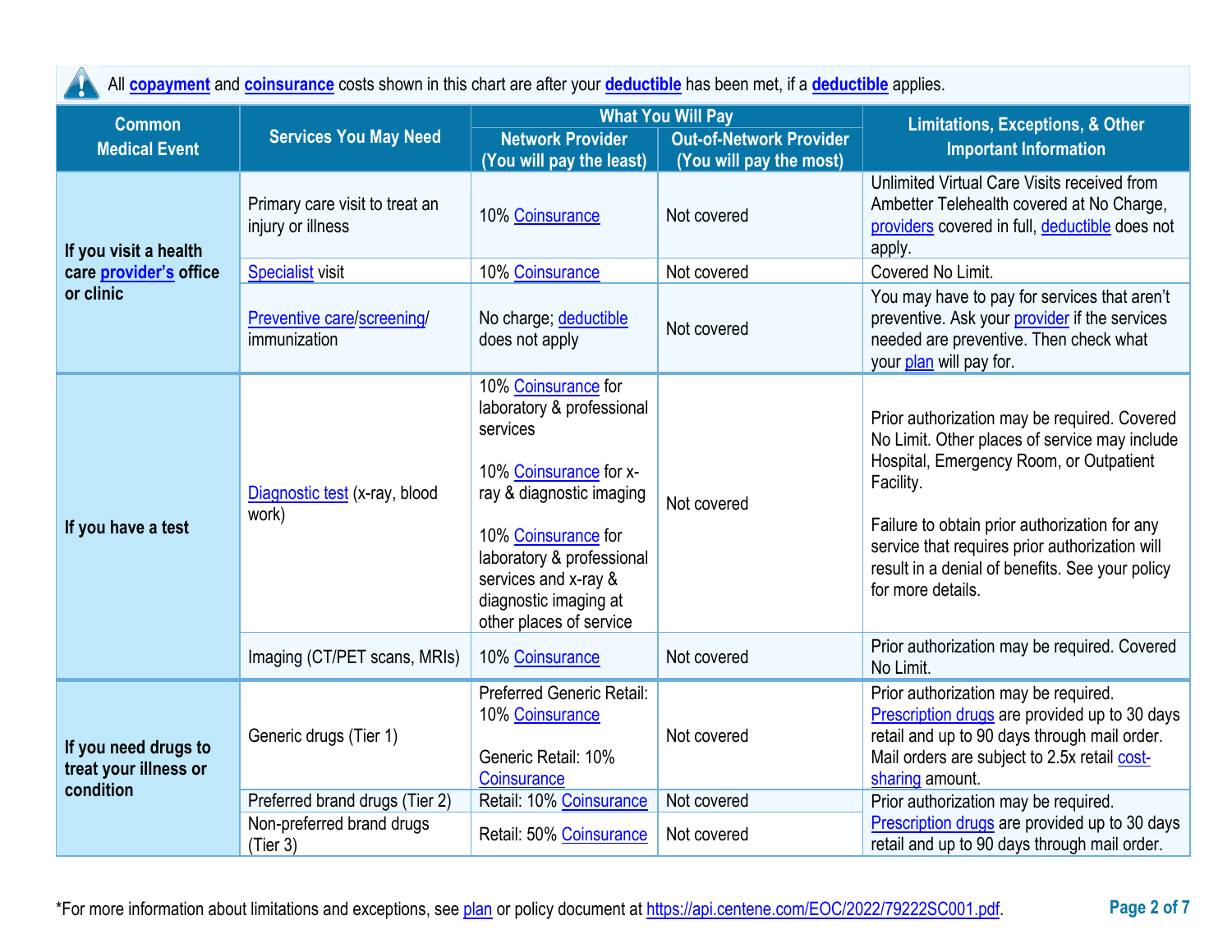All **copayment** and **coinsurance** costs shown in this chart are after your **deductible** has been met, if a **deductible** applies.

| Common Medical Event | Services You May Need | What You Will Pay | | Limitations, Exceptions, & Other Important Information |
|---|---|---|---|---|
| | | Network Provider (You will pay the least) | Out-of-Network Provider (You will pay the most) | |
| **If you visit a health care provider's office or clinic** | Primary care visit to treat an injury or illness | 10% Coinsurance | Not covered | Unlimited Virtual Care Visits received from Ambetter Telehealth covered at No Charge, providers covered in full, deductible does not apply. |
| | Specialist visit | 10% Coinsurance | Not covered | Covered No Limit. |
| | Preventive care/screening/ immunization | No charge; deductible does not apply | Not covered | You may have to pay for services that aren't preventive. Ask your provider if the services needed are preventive. Then check what your plan will pay for. |
| **If you have a test** | Diagnostic test (x-ray, blood work) | 10% Coinsurance for laboratory & professional services<br><br>10% Coinsurance for x-ray & diagnostic imaging<br><br>10% Coinsurance for laboratory & professional services and x-ray & diagnostic imaging at other places of service | Not covered | Prior authorization may be required. Covered No Limit. Other places of service may include Hospital, Emergency Room, or Outpatient Facility.<br><br>Failure to obtain prior authorization for any service that requires prior authorization will result in a denial of benefits. See your policy for more details. |
| | Imaging (CT/PET scans, MRIs) | 10% Coinsurance | Not covered | Prior authorization may be required. Covered No Limit. |
| **If you need drugs to treat your illness or condition** | Generic drugs (Tier 1) | Preferred Generic Retail: 10% Coinsurance<br><br>Generic Retail: 10% Coinsurance | Not covered | Prior authorization may be required. Prescription drugs are provided up to 30 days retail and up to 90 days through mail order. Mail orders are subject to 2.5x retail cost-sharing amount. |
| | Preferred brand drugs (Tier 2) | Retail: 10% Coinsurance | Not covered | Prior authorization may be required. Prescription drugs are provided up to 30 days retail and up to 90 days through mail order. |
| | Non-preferred brand drugs (Tier 3) | Retail: 50% Coinsurance | Not covered | |

*For more information about limitations and exceptions, see plan or policy document at https://api.centene.com/EOC/2022/79222SC001.pdf.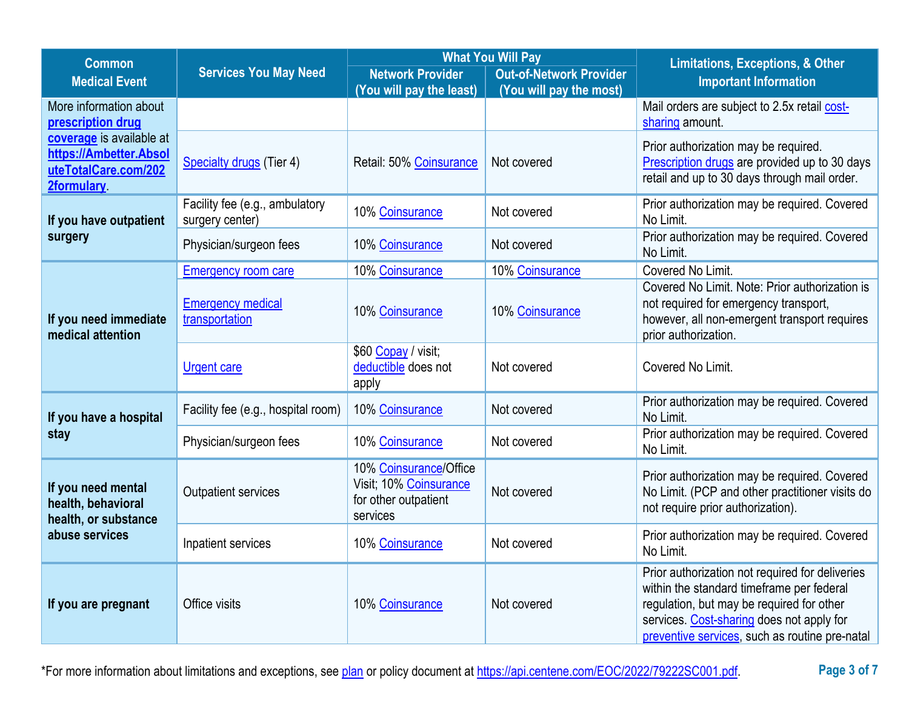| Common Medical Event | Services You May Need | What You Will Pay | | Limitations, Exceptions, & Other Important Information |
|---|---|---|---|---|
| | | Network Provider (You will pay the least) | Out-of-Network Provider (You will pay the most) | |
| More information about **prescription drug coverage** is available at **https://Ambetter.AbsoluteTotalCare.com/2022formulary**. | | | | Mail orders are subject to 2.5x retail cost-sharing amount. |
| | Specialty drugs (Tier 4) | Retail: 50% Coinsurance | Not covered | Prior authorization may be required. Prescription drugs are provided up to 30 days retail and up to 30 days through mail order. |
| **If you have outpatient surgery** | Facility fee (e.g., ambulatory surgery center) | 10% Coinsurance | Not covered | Prior authorization may be required. Covered No Limit. |
| | Physician/surgeon fees | 10% Coinsurance | Not covered | Prior authorization may be required. Covered No Limit. |
| **If you need immediate medical attention** | Emergency room care | 10% Coinsurance | 10% Coinsurance | Covered No Limit. |
| | Emergency medical transportation | 10% Coinsurance | 10% Coinsurance | Covered No Limit. Note: Prior authorization is not required for emergency transport, however, all non-emergent transport requires prior authorization. |
| | Urgent care | $60 Copay / visit; deductible does not apply | Not covered | Covered No Limit. |
| **If you have a hospital stay** | Facility fee (e.g., hospital room) | 10% Coinsurance | Not covered | Prior authorization may be required. Covered No Limit. |
| | Physician/surgeon fees | 10% Coinsurance | Not covered | Prior authorization may be required. Covered No Limit. |
| **If you need mental health, behavioral health, or substance abuse services** | Outpatient services | 10% Coinsurance/Office Visit; 10% Coinsurance for other outpatient services | Not covered | Prior authorization may be required. Covered No Limit. (PCP and other practitioner visits do not require prior authorization). |
| | Inpatient services | 10% Coinsurance | Not covered | Prior authorization may be required. Covered No Limit. |
| **If you are pregnant** | Office visits | 10% Coinsurance | Not covered | Prior authorization not required for deliveries within the standard timeframe per federal regulation, but may be required for other services. Cost-sharing does not apply for preventive services, such as routine pre-natal |

*For more information about limitations and exceptions, see plan or policy document at https://api.centene.com/EOC/2022/79222SC001.pdf.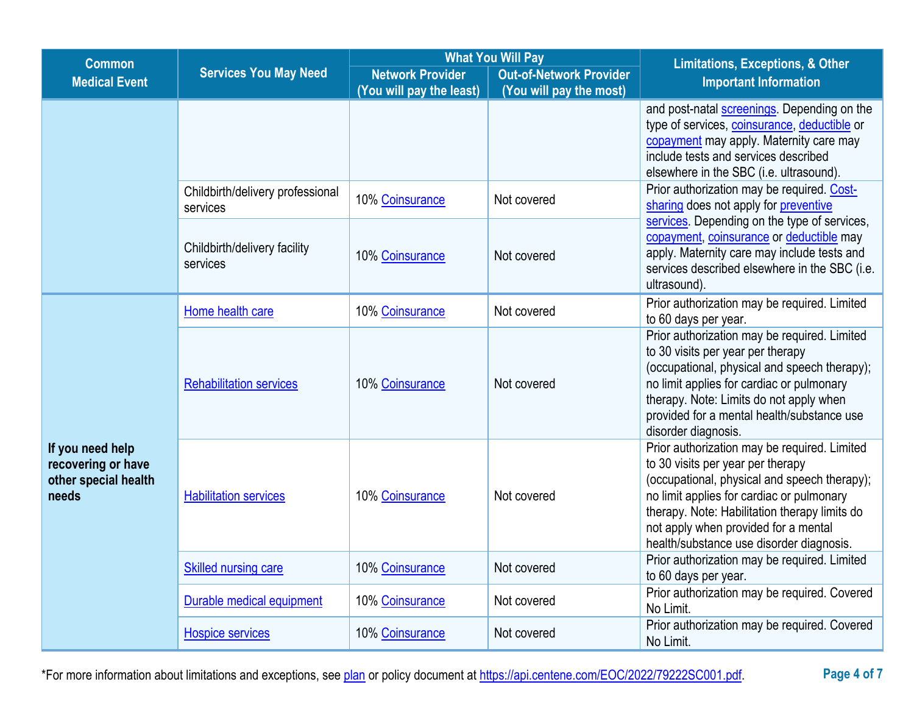| Common Medical Event | Services You May Need | What You Will Pay | | Limitations, Exceptions, & Other Important Information |
|---|---|---|---|---|
| | | Network Provider (You will pay the least) | Out-of-Network Provider (You will pay the most) | |
| | | | | and post-natal screenings. Depending on the type of services, coinsurance, deductible or copayment may apply. Maternity care may include tests and services described elsewhere in the SBC (i.e. ultrasound). |
| | Childbirth/delivery professional services | 10% Coinsurance | Not covered | Prior authorization may be required. Cost-sharing does not apply for preventive services. Depending on the type of services, copayment, coinsurance or deductible may apply. Maternity care may include tests and services described elsewhere in the SBC (i.e. ultrasound). |
| | Childbirth/delivery facility services | 10% Coinsurance | Not covered | |
| **If you need help recovering or have other special health needs** | Home health care | 10% Coinsurance | Not covered | Prior authorization may be required. Limited to 60 days per year. |
| | Rehabilitation services | 10% Coinsurance | Not covered | Prior authorization may be required. Limited to 30 visits per year per therapy (occupational, physical and speech therapy); no limit applies for cardiac or pulmonary therapy. Note: Limits do not apply when provided for a mental health/substance use disorder diagnosis. |
| | Habilitation services | 10% Coinsurance | Not covered | Prior authorization may be required. Limited to 30 visits per year per therapy (occupational, physical and speech therapy); no limit applies for cardiac or pulmonary therapy. Note: Habilitation therapy limits do not apply when provided for a mental health/substance use disorder diagnosis. |
| | Skilled nursing care | 10% Coinsurance | Not covered | Prior authorization may be required. Limited to 60 days per year. |
| | Durable medical equipment | 10% Coinsurance | Not covered | Prior authorization may be required. Covered No Limit. |
| | Hospice services | 10% Coinsurance | Not covered | Prior authorization may be required. Covered No Limit. |

*For more information about limitations and exceptions, see plan or policy document at https://api.centene.com/EOC/2022/79222SC001.pdf.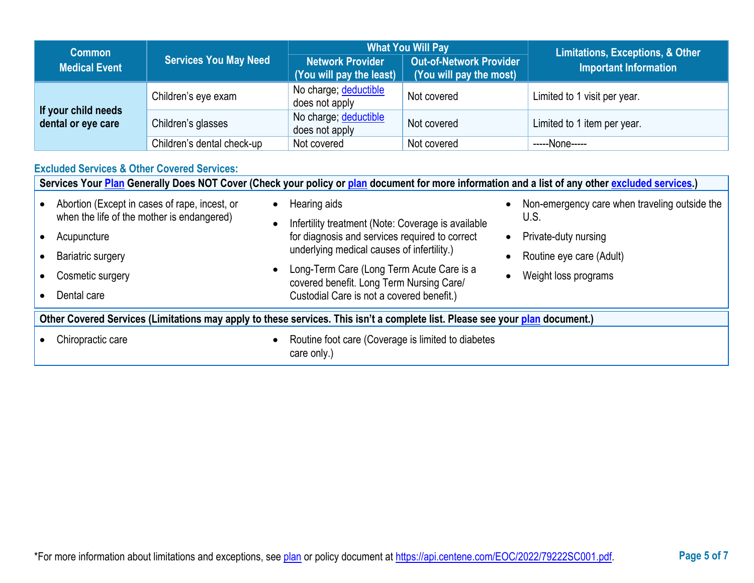| Common Medical Event | Services You May Need | What You Will Pay | | Limitations, Exceptions, & Other Important Information |
|---|---|---|---|---|
| | | Network Provider (You will pay the least) | Out-of-Network Provider (You will pay the most) | |
| If your child needs dental or eye care | Children's eye exam | No charge; deductible does not apply | Not covered | Limited to 1 visit per year. |
| | Children's glasses | No charge; deductible does not apply | Not covered | Limited to 1 item per year. |
| | Children's dental check-up | Not covered | Not covered | -----None----- |

### Excluded Services & Other Covered Services:

**Services Your Plan Generally Does NOT Cover (Check your policy or plan document for more information and a list of any other excluded services.)**

- Abortion (Except in cases of rape, incest, or when the life of the mother is endangered)
- Acupuncture
- Bariatric surgery
- Cosmetic surgery
- Dental care
- Hearing aids
- Infertility treatment (Note: Coverage is available for diagnosis and services required to correct underlying medical causes of infertility.)
- Long-Term Care (Long Term Acute Care is a covered benefit. Long Term Nursing Care/ Custodial Care is not a covered benefit.)
- Non-emergency care when traveling outside the U.S.
- Private-duty nursing
- Routine eye care (Adult)
- Weight loss programs

**Other Covered Services (Limitations may apply to these services. This isn't a complete list. Please see your plan document.)**

- Chiropractic care
- Routine foot care (Coverage is limited to diabetes care only.)

*For more information about limitations and exceptions, see plan or policy document at https://api.centene.com/EOC/2022/79222SC001.pdf.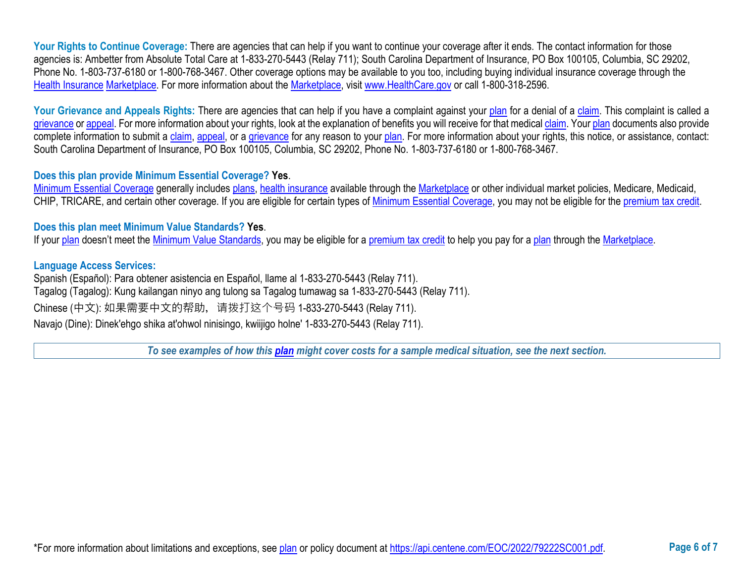**Your Rights to Continue Coverage:** There are agencies that can help if you want to continue your coverage after it ends. The contact information for those agencies is: Ambetter from Absolute Total Care at 1-833-270-5443 (Relay 711); South Carolina Department of Insurance, PO Box 100105, Columbia, SC 29202, Phone No. 1-803-737-6180 or 1-800-768-3467. Other coverage options may be available to you too, including buying individual insurance coverage through the Health Insurance Marketplace. For more information about the Marketplace, visit www.HealthCare.gov or call 1-800-318-2596.

**Your Grievance and Appeals Rights:** There are agencies that can help if you have a complaint against your plan for a denial of a claim. This complaint is called a grievance or appeal. For more information about your rights, look at the explanation of benefits you will receive for that medical claim. Your plan documents also provide complete information to submit a claim, appeal, or a grievance for any reason to your plan. For more information about your rights, this notice, or assistance, contact: South Carolina Department of Insurance, PO Box 100105, Columbia, SC 29202, Phone No. 1-803-737-6180 or 1-800-768-3467.

**Does this plan provide Minimum Essential Coverage? Yes**.

Minimum Essential Coverage generally includes plans, health insurance available through the Marketplace or other individual market policies, Medicare, Medicaid, CHIP, TRICARE, and certain other coverage. If you are eligible for certain types of Minimum Essential Coverage, you may not be eligible for the premium tax credit.

**Does this plan meet Minimum Value Standards? Yes**.

If your plan doesn't meet the Minimum Value Standards, you may be eligible for a premium tax credit to help you pay for a plan through the Marketplace.

**Language Access Services:**

Spanish (Español): Para obtener asistencia en Español, llame al 1-833-270-5443 (Relay 711).

Tagalog (Tagalog): Kung kailangan ninyo ang tulong sa Tagalog tumawag sa 1-833-270-5443 (Relay 711).

Chinese (中文): 如果需要中文的帮助， 请拨打这个号码 1-833-270-5443 (Relay 711).

Navajo (Dine): Dinek'ehgo shika at'ohwol ninisingo, kwiijigo holne' 1-833-270-5443 (Relay 711).

***To see examples of how this plan might cover costs for a sample medical situation, see the next section.***

*For more information about limitations and exceptions, see plan or policy document at https://api.centene.com/EOC/2022/79222SC001.pdf.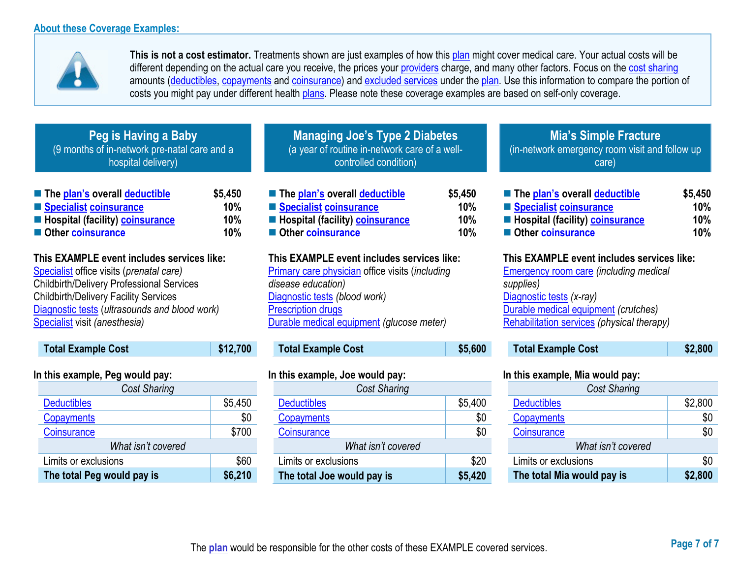## About these Coverage Examples:

**This is not a cost estimator.** Treatments shown are just examples of how this plan might cover medical care. Your actual costs will be different depending on the actual care you receive, the prices your providers charge, and many other factors. Focus on the cost sharing amounts (deductibles, copayments and coinsurance) and excluded services under the plan. Use this information to compare the portion of costs you might pay under different health plans. Please note these coverage examples are based on self-only coverage.

### Peg is Having a Baby
(9 months of in-network pre-natal care and a hospital delivery)

| | |
|---|---|
| **The plan's overall deductible** | **$5,450** |
| **Specialist coinsurance** | **10%** |
| **Hospital (facility) coinsurance** | **10%** |
| **Other coinsurance** | **10%** |

**This EXAMPLE event includes services like:**
Specialist office visits (*prenatal care)*
Childbirth/Delivery Professional Services
Childbirth/Delivery Facility Services
Diagnostic tests (*ultrasounds and blood work)*
Specialist visit *(anesthesia)*

| **Total Example Cost** | **$12,700** |
|---|---|

**In this example, Peg would pay:**

| *Cost Sharing* | |
|---|---|
| Deductibles | $5,450 |
| Copayments | $0 |
| Coinsurance | $700 |
| *What isn't covered* | |
| Limits or exclusions | $60 |
| **The total Peg would pay is** | **$6,210** |

### Managing Joe's Type 2 Diabetes
(a year of routine in-network care of a well-controlled condition)

| | |
|---|---|
| **The plan's overall deductible** | **$5,450** |
| **Specialist coinsurance** | **10%** |
| **Hospital (facility) coinsurance** | **10%** |
| **Other coinsurance** | **10%** |

**This EXAMPLE event includes services like:**
Primary care physician office visits (*including disease education)*
Diagnostic tests *(blood work)*
Prescription drugs
Durable medical equipment *(glucose meter)*

| **Total Example Cost** | **$5,600** |
|---|---|

**In this example, Joe would pay:**

| *Cost Sharing* | |
|---|---|
| Deductibles | $5,400 |
| Copayments | $0 |
| Coinsurance | $0 |
| *What isn't covered* | |
| Limits or exclusions | $20 |
| **The total Joe would pay is** | **$5,420** |

### Mia's Simple Fracture
(in-network emergency room visit and follow up care)

| | |
|---|---|
| **The plan's overall deductible** | **$5,450** |
| **Specialist coinsurance** | **10%** |
| **Hospital (facility) coinsurance** | **10%** |
| **Other coinsurance** | **10%** |

**This EXAMPLE event includes services like:**
Emergency room care *(including medical supplies)*
Diagnostic tests *(x-ray)*
Durable medical equipment *(crutches)*
Rehabilitation services *(physical therapy)*

| **Total Example Cost** | **$2,800** |
|---|---|

**In this example, Mia would pay:**

| *Cost Sharing* | |
|---|---|
| Deductibles | $2,800 |
| Copayments | $0 |
| Coinsurance | $0 |
| *What isn't covered* | |
| Limits or exclusions | $0 |
| **The total Mia would pay is** | **$2,800** |

The plan would be responsible for the other costs of these EXAMPLE covered services.